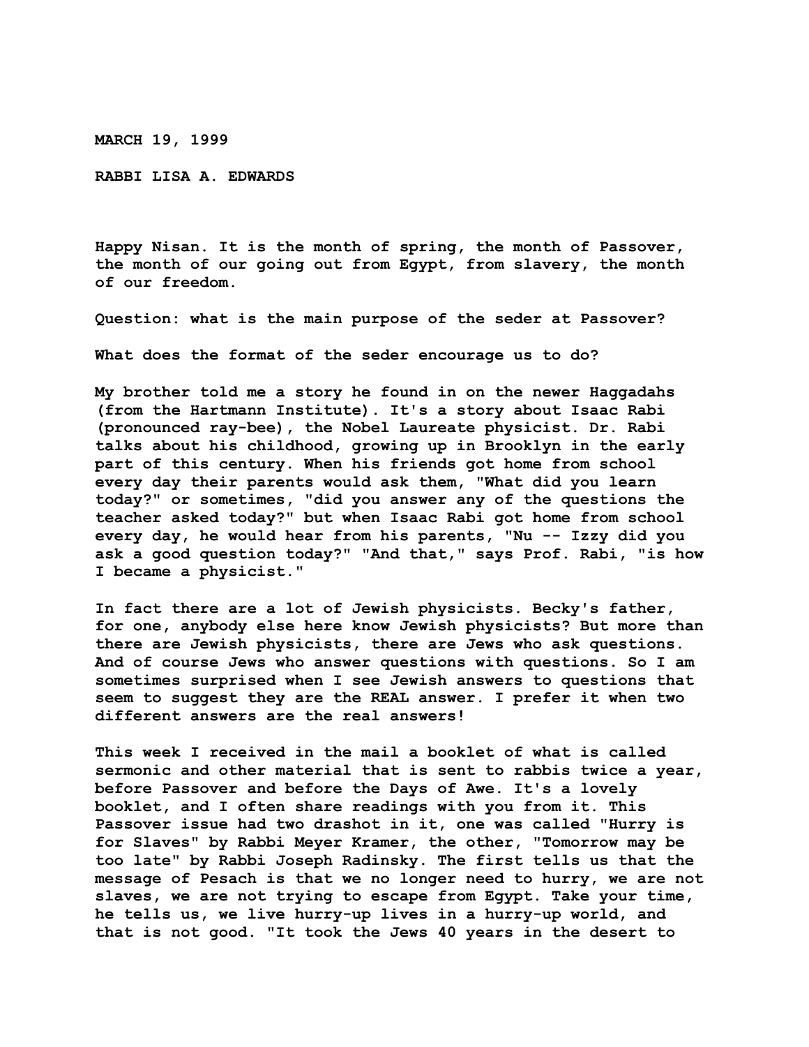**MARCH 19, 1999**

**RABBI LISA A. EDWARDS**

Happy Nisan. It is the month of spring, the month of Passover, the month of our going out from Egypt, from slavery, the month of our freedom.

Question: what is the main purpose of the seder at Passover?

What does the format of the seder encourage us to do?

My brother told me a story he found in on the newer Haggadahs (from the Hartmann Institute). It's a story about Isaac Rabi (pronounced ray-bee), the Nobel Laureate physicist. Dr. Rabi talks about his childhood, growing up in Brooklyn in the early part of this century. When his friends got home from school every day their parents would ask them, "What did you learn today?" or sometimes, "did you answer any of the questions the teacher asked today?" but when Isaac Rabi got home from school every day, he would hear from his parents, "Nu -- Izzy did you ask a good question today?" "And that," says Prof. Rabi, "is how I became a physicist."

In fact there are a lot of Jewish physicists. Becky's father, for one, anybody else here know Jewish physicists? But more than there are Jewish physicists, there are Jews who ask questions. And of course Jews who answer questions with questions. So I am sometimes surprised when I see Jewish answers to questions that seem to suggest they are the REAL answer. I prefer it when two different answers are the real answers!

This week I received in the mail a booklet of what is called sermonic and other material that is sent to rabbis twice a year, before Passover and before the Days of Awe. It's a lovely booklet, and I often share readings with you from it. This Passover issue had two drashot in it, one was called "Hurry is for Slaves" by Rabbi Meyer Kramer, the other, "Tomorrow may be too late" by Rabbi Joseph Radinsky. The first tells us that the message of Pesach is that we no longer need to hurry, we are not slaves, we are not trying to escape from Egypt. Take your time, he tells us, we live hurry-up lives in a hurry-up world, and that is not good. "It took the Jews 40 years in the desert to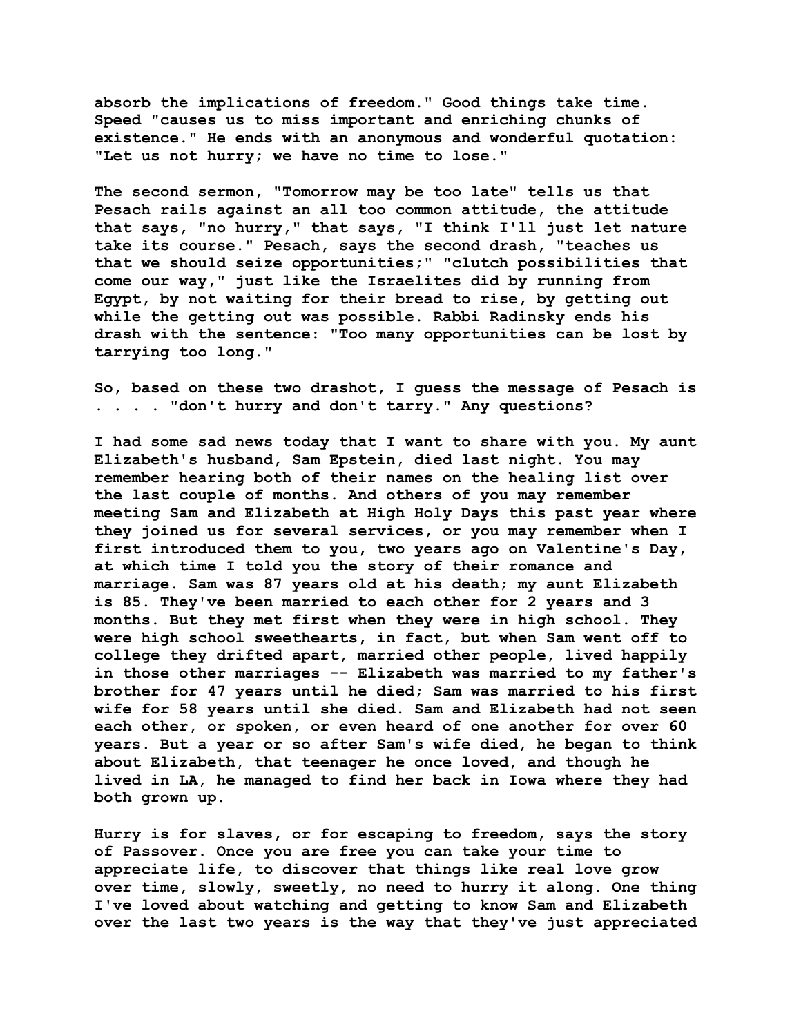absorb the implications of freedom." Good things take time. Speed "causes us to miss important and enriching chunks of existence." He ends with an anonymous and wonderful quotation: "Let us not hurry; we have no time to lose."

The second sermon, "Tomorrow may be too late" tells us that Pesach rails against an all too common attitude, the attitude that says, "no hurry," that says, "I think I'll just let nature take its course." Pesach, says the second drash, "teaches us that we should seize opportunities;" "clutch possibilities that come our way," just like the Israelites did by running from Egypt, by not waiting for their bread to rise, by getting out while the getting out was possible. Rabbi Radinsky ends his drash with the sentence: "Too many opportunities can be lost by tarrying too long."

So, based on these two drashot, I guess the message of Pesach is . . . . "don't hurry and don't tarry." Any questions?

I had some sad news today that I want to share with you. My aunt Elizabeth's husband, Sam Epstein, died last night. You may remember hearing both of their names on the healing list over the last couple of months. And others of you may remember meeting Sam and Elizabeth at High Holy Days this past year where they joined us for several services, or you may remember when I first introduced them to you, two years ago on Valentine's Day, at which time I told you the story of their romance and marriage. Sam was 87 years old at his death; my aunt Elizabeth is 85. They've been married to each other for 2 years and 3 months. But they met first when they were in high school. They were high school sweethearts, in fact, but when Sam went off to college they drifted apart, married other people, lived happily in those other marriages -- Elizabeth was married to my father's brother for 47 years until he died; Sam was married to his first wife for 58 years until she died. Sam and Elizabeth had not seen each other, or spoken, or even heard of one another for over 60 years. But a year or so after Sam's wife died, he began to think about Elizabeth, that teenager he once loved, and though he lived in LA, he managed to find her back in Iowa where they had both grown up.

Hurry is for slaves, or for escaping to freedom, says the story of Passover. Once you are free you can take your time to appreciate life, to discover that things like real love grow over time, slowly, sweetly, no need to hurry it along. One thing I've loved about watching and getting to know Sam and Elizabeth over the last two years is the way that they've just appreciated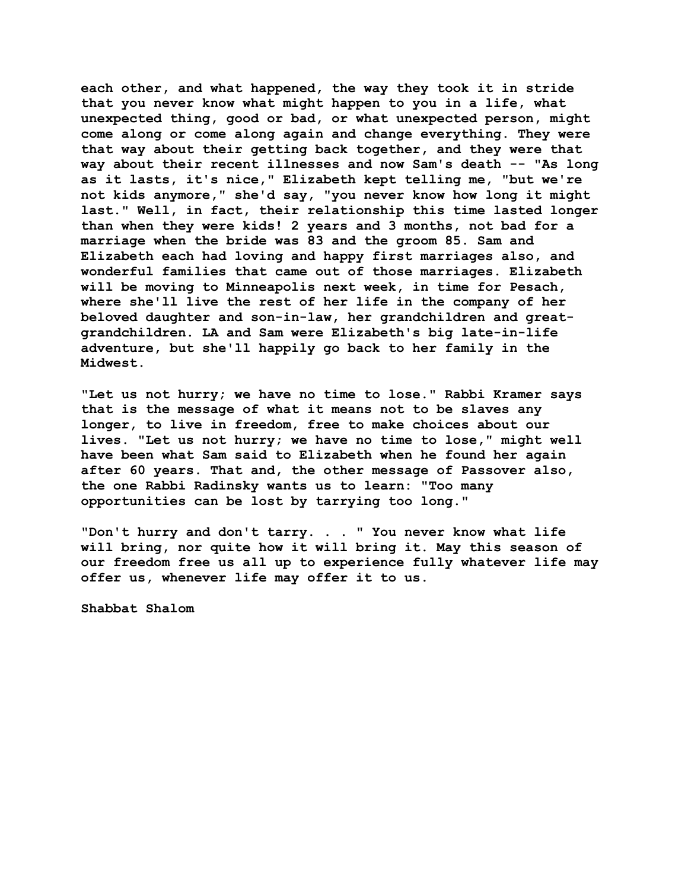**each other, and what happened, the way they took it in stride that you never know what might happen to you in a life, what unexpected thing, good or bad, or what unexpected person, might come along or come along again and change everything. They were that way about their getting back together, and they were that way about their recent illnesses and now Sam's death -- "As long as it lasts, it's nice," Elizabeth kept telling me, "but we're not kids anymore," she'd say, "you never know how long it might last." Well, in fact, their relationship this time lasted longer than when they were kids! 2 years and 3 months, not bad for a marriage when the bride was 83 and the groom 85. Sam and Elizabeth each had loving and happy first marriages also, and wonderful families that came out of those marriages. Elizabeth will be moving to Minneapolis next week, in time for Pesach, where she'll live the rest of her life in the company of her beloved daughter and son-in-law, her grandchildren and great-grandchildren. LA and Sam were Elizabeth's big late-in-life adventure, but she'll happily go back to her family in the Midwest.**

**"Let us not hurry; we have no time to lose." Rabbi Kramer says that is the message of what it means not to be slaves any longer, to live in freedom, free to make choices about our lives. "Let us not hurry; we have no time to lose," might well have been what Sam said to Elizabeth when he found her again after 60 years. That and, the other message of Passover also, the one Rabbi Radinsky wants us to learn: "Too many opportunities can be lost by tarrying too long."**

**"Don't hurry and don't tarry. . . " You never know what life will bring, nor quite how it will bring it. May this season of our freedom free us all up to experience fully whatever life may offer us, whenever life may offer it to us.**

**Shabbat Shalom**